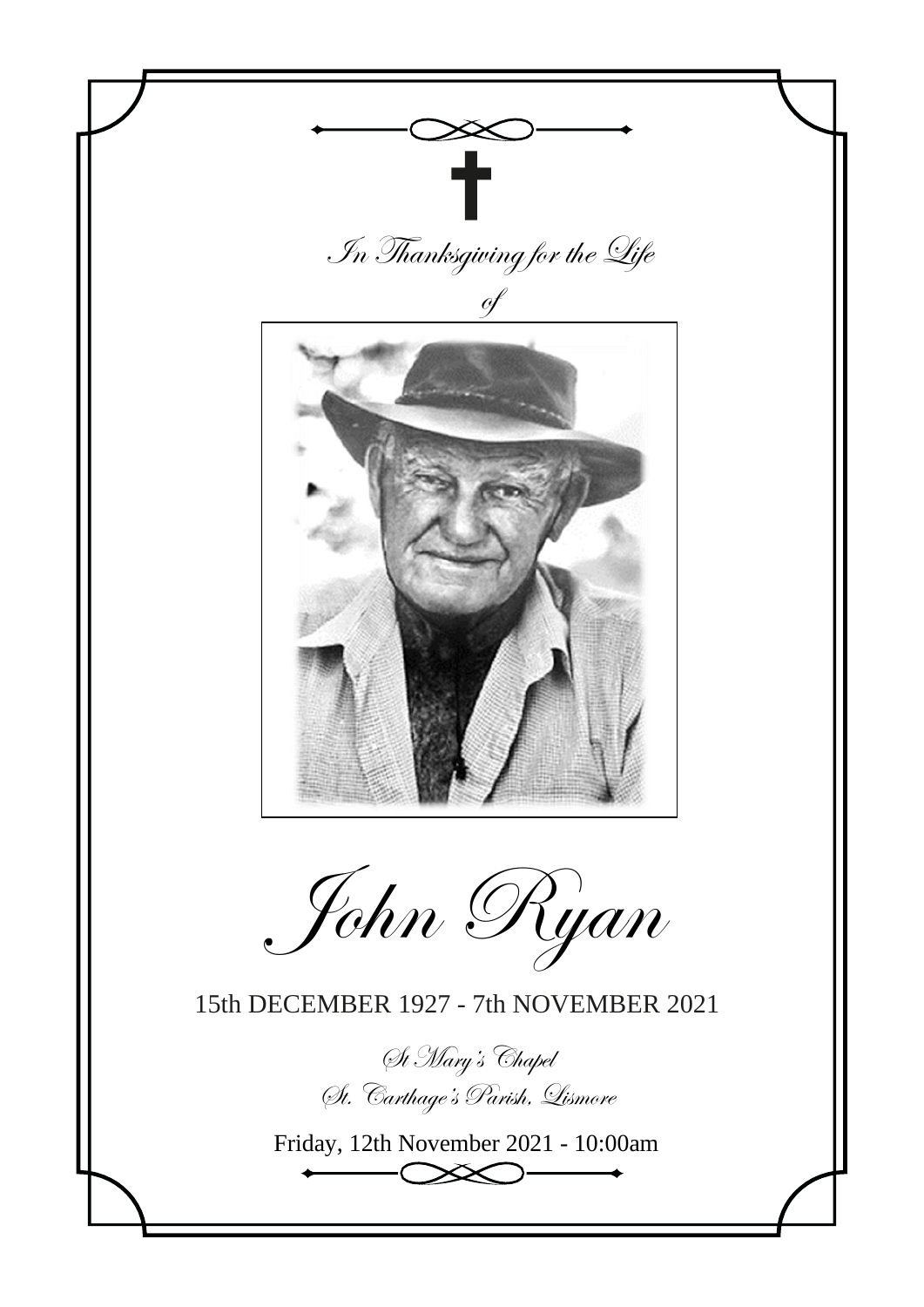*In Thanksgiving for the Life*

*of*

# *John Ryan*

15th DECEMBER 1927 - 7th NOVEMBER 2021

*St Mary's Chapel*

*St. Carthage's Parish, Lismore*

Friday, 12th November 2021 - 10:00am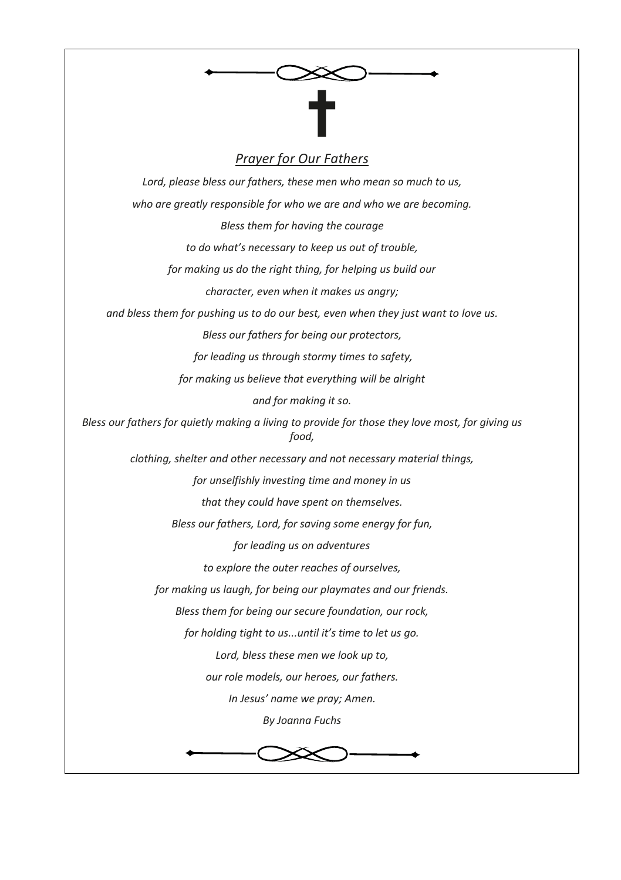## *Prayer for Our Fathers*

*Lord, please bless our fathers, these men who mean so much to us,*

*who are greatly responsible for who we are and who we are becoming.*

*Bless them for having the courage*

*to do what's necessary to keep us out of trouble,*

*for making us do the right thing, for helping us build our*

*character, even when it makes us angry;*

*and bless them for pushing us to do our best, even when they just want to love us.*

*Bless our fathers for being our protectors,*

*for leading us through stormy times to safety,*

*for making us believe that everything will be alright*

*and for making it so.*

*Bless our fathers for quietly making a living to provide for those they love most, for giving us food,*

*clothing, shelter and other necessary and not necessary material things,*

*for unselfishly investing time and money in us*

*that they could have spent on themselves.*

*Bless our fathers, Lord, for saving some energy for fun,*

*for leading us on adventures*

*to explore the outer reaches of ourselves,*

*for making us laugh, for being our playmates and our friends.*

*Bless them for being our secure foundation, our rock,*

*for holding tight to us...until it's time to let us go.*

*Lord, bless these men we look up to,*

*our role models, our heroes, our fathers.*

*In Jesus' name we pray; Amen.*

*By Joanna Fuchs*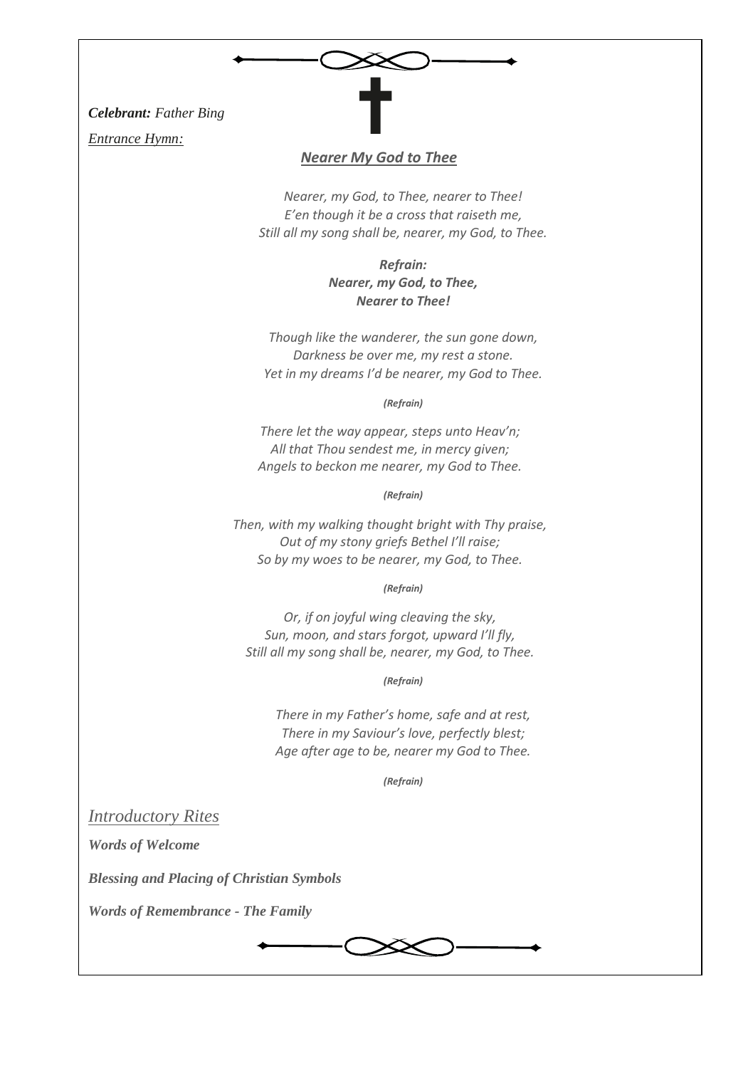***Celebrant:*** *Father Bing*

*Entrance Hymn:*

***Nearer My God to Thee***

*Nearer, my God, to Thee, nearer to Thee!*
*E'en though it be a cross that raiseth me,*
*Still all my song shall be, nearer, my God, to Thee.*

***Refrain:***
***Nearer, my God, to Thee,***
***Nearer to Thee!***

*Though like the wanderer, the sun gone down,*
*Darkness be over me, my rest a stone.*
*Yet in my dreams I'd be nearer, my God to Thee.*

***(Refrain)***

*There let the way appear, steps unto Heav'n;*
*All that Thou sendest me, in mercy given;*
*Angels to beckon me nearer, my God to Thee.*

***(Refrain)***

*Then, with my walking thought bright with Thy praise,*
*Out of my stony griefs Bethel I'll raise;*
*So by my woes to be nearer, my God, to Thee.*

***(Refrain)***

*Or, if on joyful wing cleaving the sky,*
*Sun, moon, and stars forgot, upward I'll fly,*
*Still all my song shall be, nearer, my God, to Thee.*

***(Refrain)***

*There in my Father's home, safe and at rest,*
*There in my Saviour's love, perfectly blest;*
*Age after age to be, nearer my God to Thee.*

***(Refrain)***

## *Introductory Rites*

***Words of Welcome***

***Blessing and Placing of Christian Symbols***

***Words of Remembrance - The Family***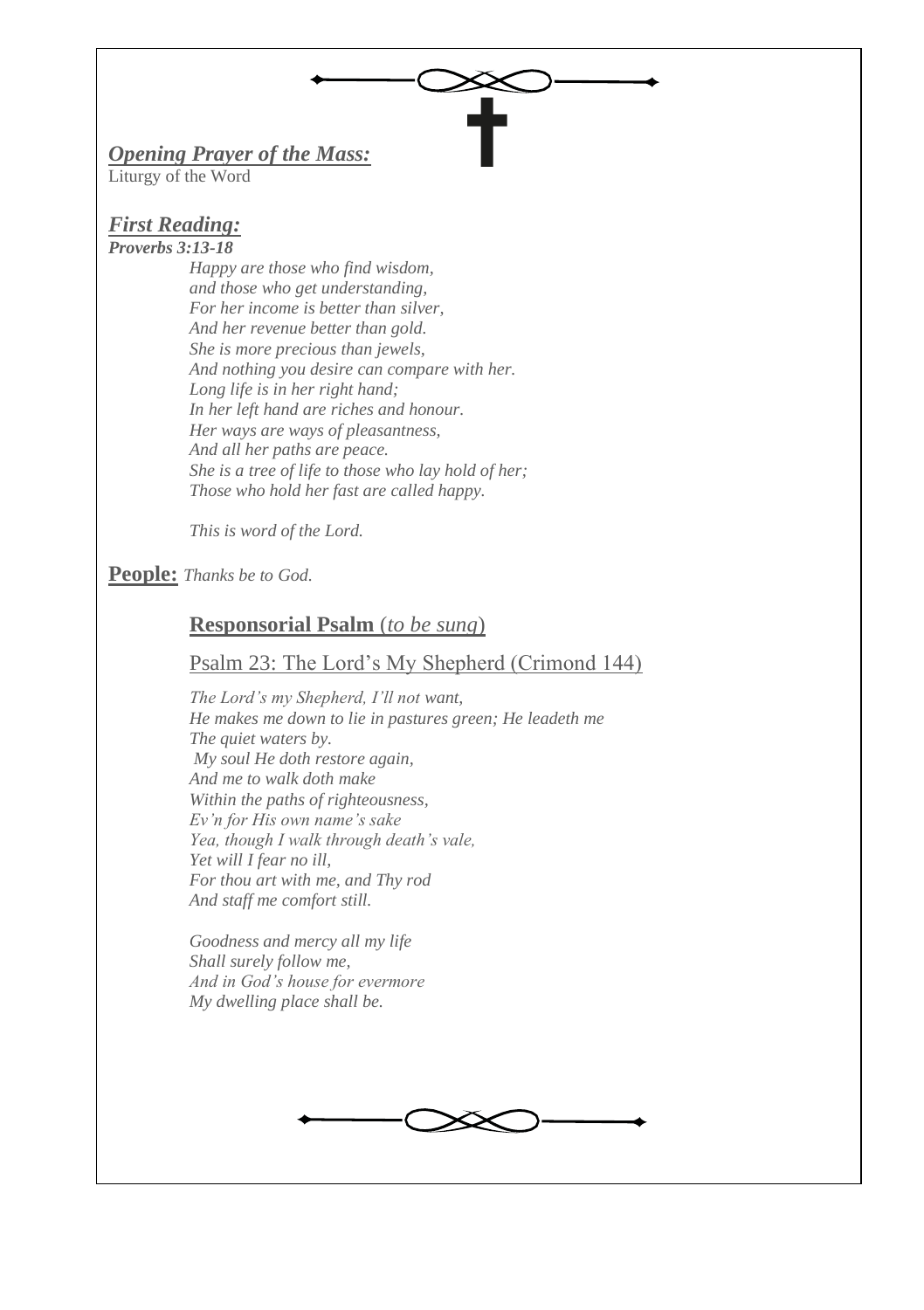***Opening Prayer of the Mass:***

Liturgy of the Word

***First Reading:***

***Proverbs 3:13-18***

*Happy are those who find wisdom,*
*and those who get understanding,*
*For her income is better than silver,*
*And her revenue better than gold.*
*She is more precious than jewels,*
*And nothing you desire can compare with her.*
*Long life is in her right hand;*
*In her left hand are riches and honour.*
*Her ways are ways of pleasantness,*
*And all her paths are peace.*
*She is a tree of life to those who lay hold of her;*
*Those who hold her fast are called happy.*

*This is word of the Lord.*

**People:** *Thanks be to God.*

**Responsorial Psalm** (*to be sung*)

Psalm 23: The Lord's My Shepherd (Crimond 144)

*The Lord's my Shepherd, I'll not want,*
*He makes me down to lie in pastures green; He leadeth me*
*The quiet waters by.*
*My soul He doth restore again,*
*And me to walk doth make*
*Within the paths of righteousness,*
*Ev'n for His own name's sake*
*Yea, though I walk through death's vale,*
*Yet will I fear no ill,*
*For thou art with me, and Thy rod*
*And staff me comfort still.*

*Goodness and mercy all my life*
*Shall surely follow me,*
*And in God's house for evermore*
*My dwelling place shall be.*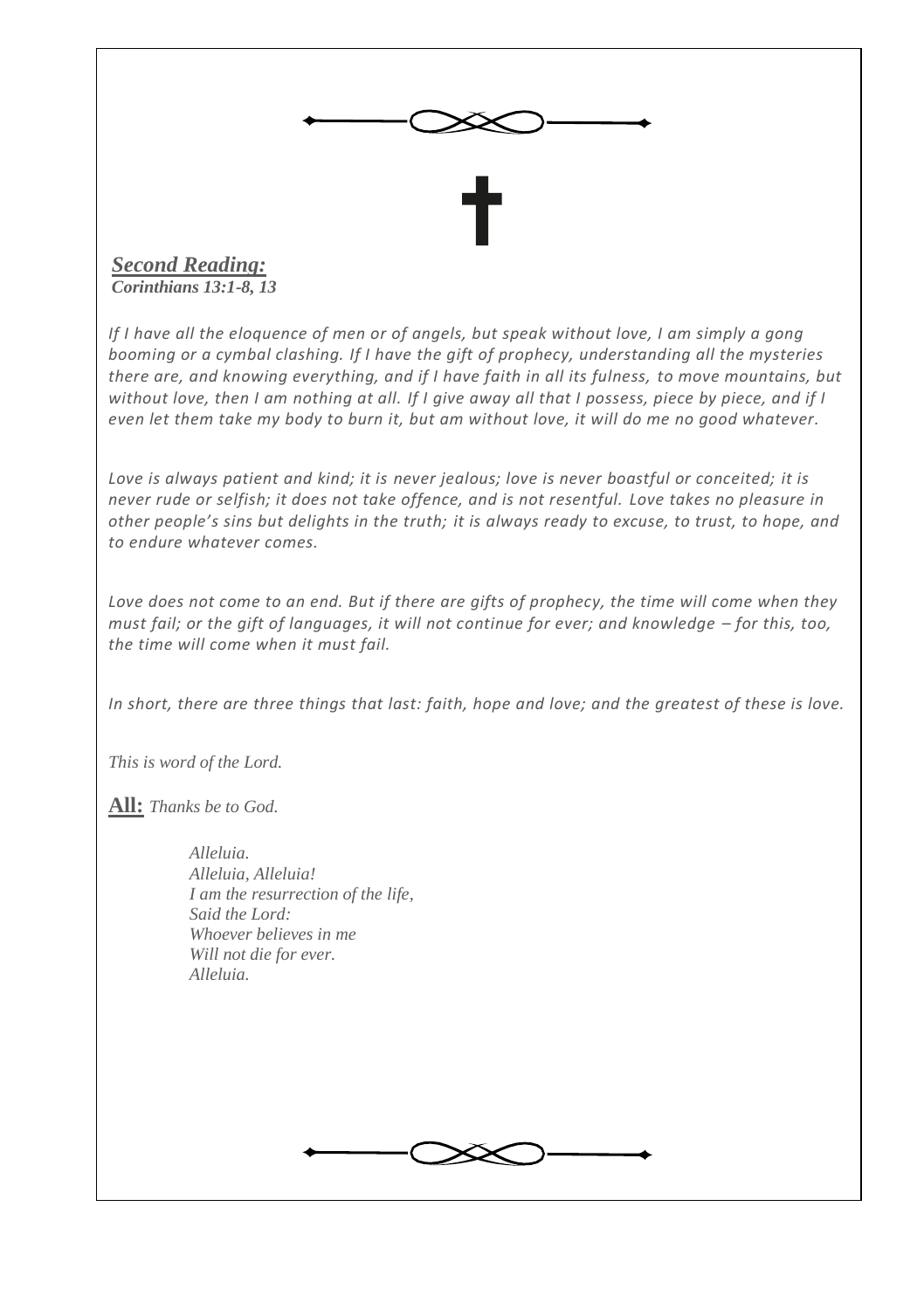***Second Reading:***
***Corinthians 13:1-8, 13***

*If I have all the eloquence of men or of angels, but speak without love, I am simply a gong booming or a cymbal clashing. If I have the gift of prophecy, understanding all the mysteries there are, and knowing everything, and if I have faith in all its fulness, to move mountains, but without love, then I am nothing at all. If I give away all that I possess, piece by piece, and if I even let them take my body to burn it, but am without love, it will do me no good whatever.*

*Love is always patient and kind; it is never jealous; love is never boastful or conceited; it is never rude or selfish; it does not take offence, and is not resentful. Love takes no pleasure in other people's sins but delights in the truth; it is always ready to excuse, to trust, to hope, and to endure whatever comes.*

*Love does not come to an end. But if there are gifts of prophecy, the time will come when they must fail; or the gift of languages, it will not continue for ever; and knowledge – for this, too, the time will come when it must fail.*

*In short, there are three things that last: faith, hope and love; and the greatest of these is love.*

*This is word of the Lord.*

**All:** *Thanks be to God.*

*Alleluia.*
*Alleluia, Alleluia!*
*I am the resurrection of the life,*
*Said the Lord:*
*Whoever believes in me*
*Will not die for ever.*
*Alleluia.*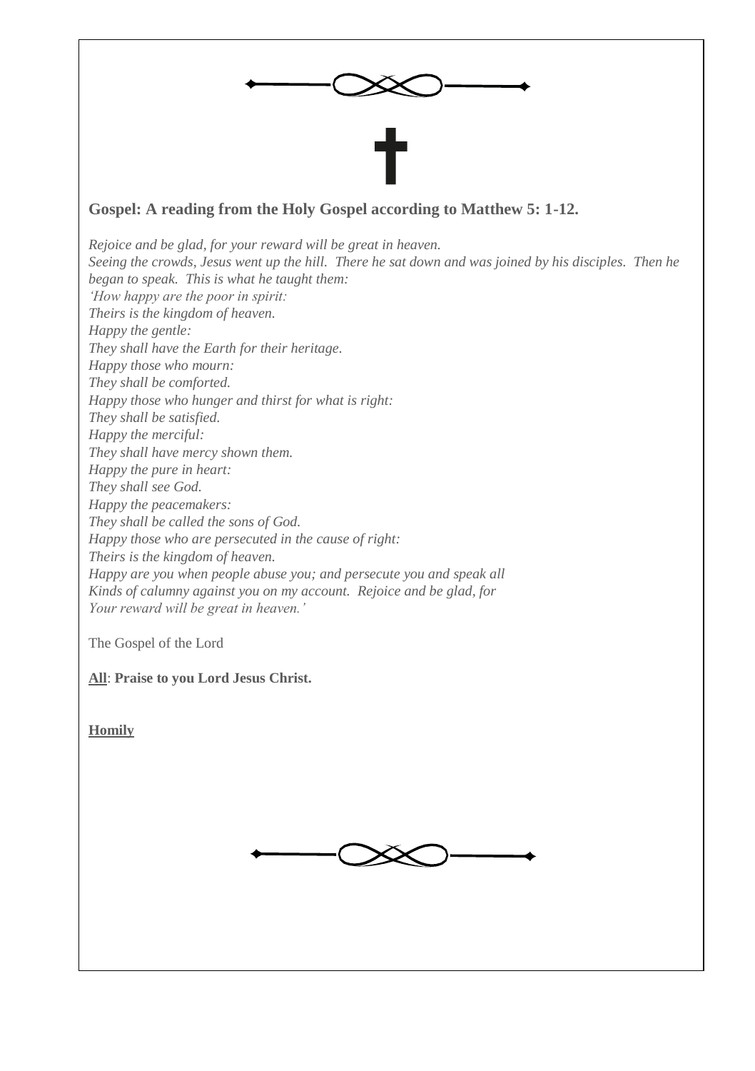## Gospel: A reading from the Holy Gospel according to Matthew 5: 1-12.

*Rejoice and be glad, for your reward will be great in heaven.*
*Seeing the crowds, Jesus went up the hill. There he sat down and was joined by his disciples. Then he began to speak. This is what he taught them:*
*'How happy are the poor in spirit:*
*Theirs is the kingdom of heaven.*
*Happy the gentle:*
*They shall have the Earth for their heritage.*
*Happy those who mourn:*
*They shall be comforted.*
*Happy those who hunger and thirst for what is right:*
*They shall be satisfied.*
*Happy the merciful:*
*They shall have mercy shown them.*
*Happy the pure in heart:*
*They shall see God.*
*Happy the peacemakers:*
*They shall be called the sons of God.*
*Happy those who are persecuted in the cause of right:*
*Theirs is the kingdom of heaven.*
*Happy are you when people abuse you; and persecute you and speak all*
*Kinds of calumny against you on my account. Rejoice and be glad, for*
*Your reward will be great in heaven.'*

The Gospel of the Lord

**All**: **Praise to you Lord Jesus Christ.**

**Homily**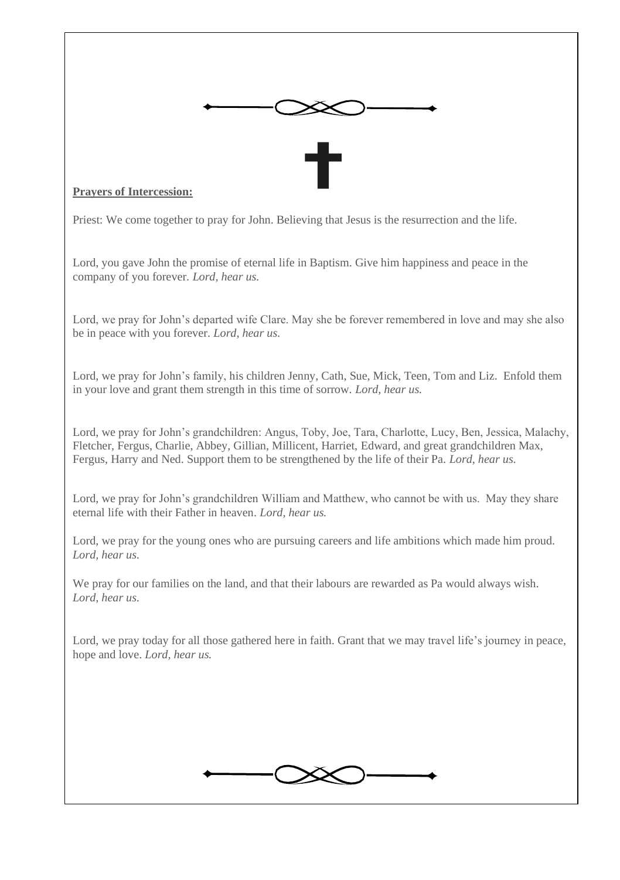**Prayers of Intercession:**

Priest: We come together to pray for John. Believing that Jesus is the resurrection and the life.

Lord, you gave John the promise of eternal life in Baptism. Give him happiness and peace in the company of you forever. *Lord, hear us.*

Lord, we pray for John's departed wife Clare. May she be forever remembered in love and may she also be in peace with you forever. *Lord, hear us.*

Lord, we pray for John's family, his children Jenny, Cath, Sue, Mick, Teen, Tom and Liz. Enfold them in your love and grant them strength in this time of sorrow. *Lord, hear us.*

Lord, we pray for John's grandchildren: Angus, Toby, Joe, Tara, Charlotte, Lucy, Ben, Jessica, Malachy, Fletcher, Fergus, Charlie, Abbey, Gillian, Millicent, Harriet, Edward, and great grandchildren Max, Fergus, Harry and Ned. Support them to be strengthened by the life of their Pa. *Lord, hear us.*

Lord, we pray for John's grandchildren William and Matthew, who cannot be with us. May they share eternal life with their Father in heaven. *Lord, hear us.*

Lord, we pray for the young ones who are pursuing careers and life ambitions which made him proud. *Lord, hear us.*

We pray for our families on the land, and that their labours are rewarded as Pa would always wish. *Lord, hear us.*

Lord, we pray today for all those gathered here in faith. Grant that we may travel life's journey in peace, hope and love. *Lord, hear us.*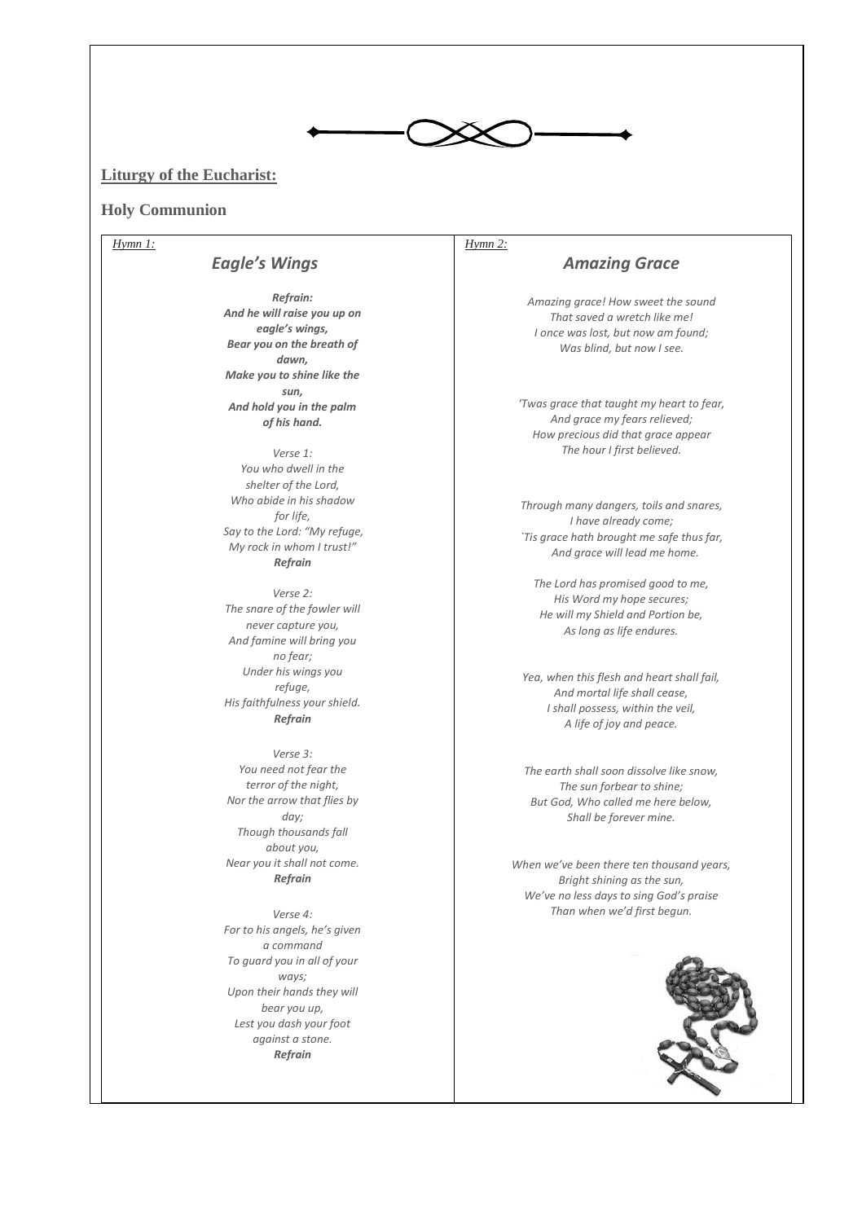## Liturgy of the Eucharist:

## Holy Communion

*Hymn 1:*

### *Eagle's Wings*

***Refrain:***
***And he will raise you up on eagle's wings,***
***Bear you on the breath of dawn,***
***Make you to shine like the sun,***
***And hold you in the palm of his hand.***

*Verse 1:*
*You who dwell in the shelter of the Lord,*
*Who abide in his shadow for life,*
*Say to the Lord: "My refuge,*
*My rock in whom I trust!"*
***Refrain***

*Verse 2:*
*The snare of the fowler will never capture you,*
*And famine will bring you no fear;*
*Under his wings you refuge,*
*His faithfulness your shield.*
***Refrain***

*Verse 3:*
*You need not fear the terror of the night,*
*Nor the arrow that flies by day;*
*Though thousands fall about you,*
*Near you it shall not come.*
***Refrain***

*Verse 4:*
*For to his angels, he's given a command*
*To guard you in all of your ways;*
*Upon their hands they will bear you up,*
*Lest you dash your foot against a stone.*
***Refrain***

*Hymn 2:*

### *Amazing Grace*

*Amazing grace! How sweet the sound*
*That saved a wretch like me!*
*I once was lost, but now am found;*
*Was blind, but now I see.*

*'Twas grace that taught my heart to fear,*
*And grace my fears relieved;*
*How precious did that grace appear*
*The hour I first believed.*

*Through many dangers, toils and snares,*
*I have already come;*
*`Tis grace hath brought me safe thus far,*
*And grace will lead me home.*

*The Lord has promised good to me,*
*His Word my hope secures;*
*He will my Shield and Portion be,*
*As long as life endures.*

*Yea, when this flesh and heart shall fail,*
*And mortal life shall cease,*
*I shall possess, within the veil,*
*A life of joy and peace.*

*The earth shall soon dissolve like snow,*
*The sun forbear to shine;*
*But God, Who called me here below,*
*Shall be forever mine.*

*When we've been there ten thousand years,*
*Bright shining as the sun,*
*We've no less days to sing God's praise*
*Than when we'd first begun.*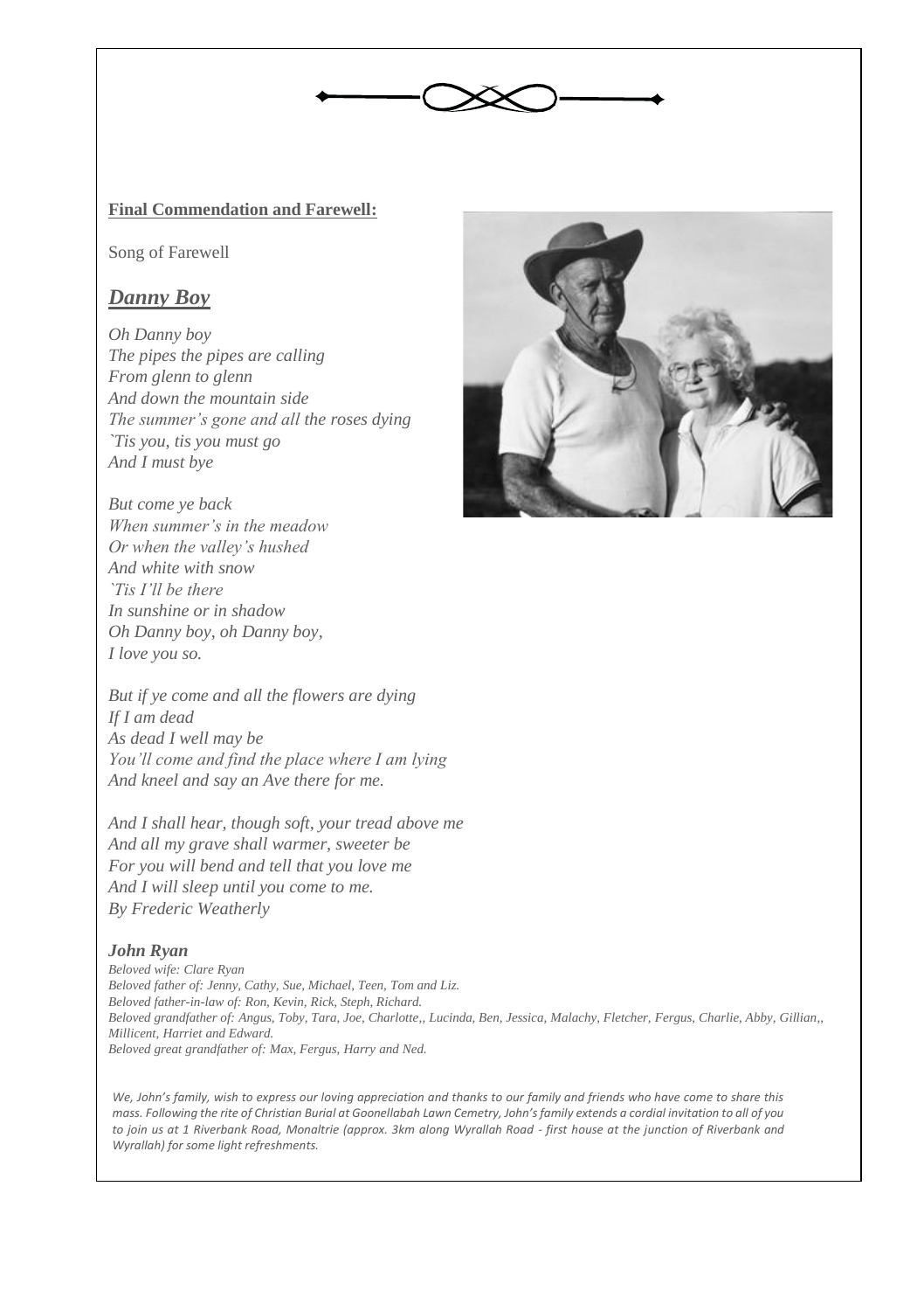**Final Commendation and Farewell:**

Song of Farewell

## *Danny Boy*

*Oh Danny boy*
*The pipes the pipes are calling*
*From glenn to glenn*
*And down the mountain side*
*The summer's gone and all the roses dying*
*`Tis you, tis you must go*
*And I must bye*

*But come ye back*
*When summer's in the meadow*
*Or when the valley's hushed*
*And white with snow*
*`Tis I'll be there*
*In sunshine or in shadow*
*Oh Danny boy, oh Danny boy,*
*I love you so.*

*But if ye come and all the flowers are dying*
*If I am dead*
*As dead I well may be*
*You'll come and find the place where I am lying*
*And kneel and say an Ave there for me.*

*And I shall hear, though soft, your tread above me*
*And all my grave shall warmer, sweeter be*
*For you will bend and tell that you love me*
*And I will sleep until you come to me.*
*By Frederic Weatherly*

***John Ryan***

*Beloved wife: Clare Ryan*
*Beloved father of: Jenny, Cathy, Sue, Michael, Teen, Tom and Liz.*
*Beloved father-in-law of: Ron, Kevin, Rick, Steph, Richard.*
*Beloved grandfather of: Angus, Toby, Tara, Joe, Charlotte,, Lucinda, Ben, Jessica, Malachy, Fletcher, Fergus, Charlie, Abby, Gillian,, Millicent, Harriet and Edward.*
*Beloved great grandfather of: Max, Fergus, Harry and Ned.*

*We, John's family, wish to express our loving appreciation and thanks to our family and friends who have come to share this mass. Following the rite of Christian Burial at Goonellabah Lawn Cemetry, John's family extends a cordial invitation to all of you to join us at 1 Riverbank Road, Monaltrie (approx. 3km along Wyrallah Road - first house at the junction of Riverbank and Wyrallah) for some light refreshments.*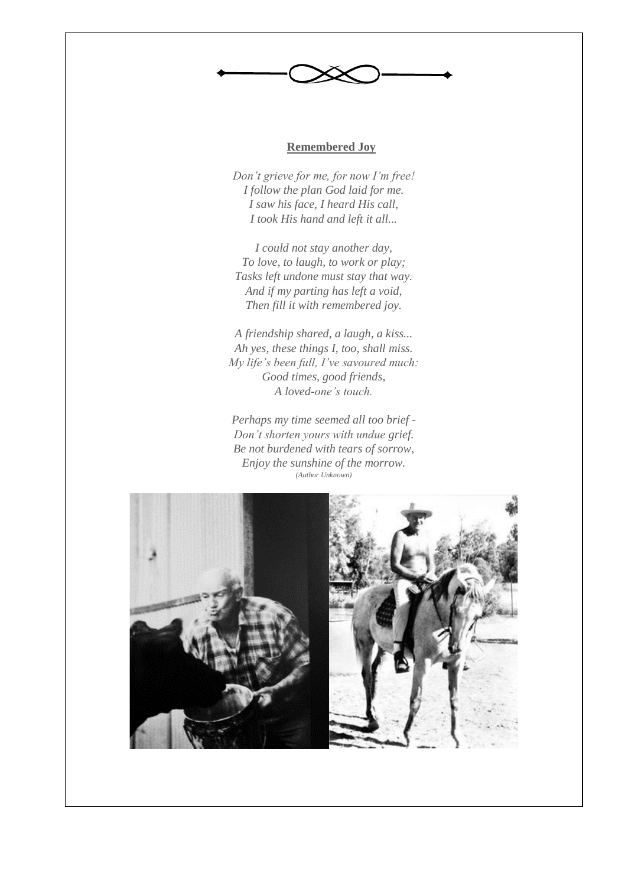**Remembered Joy**

*Don't grieve for me, for now I'm free!*
*I follow the plan God laid for me.*
*I saw his face, I heard His call,*
*I took His hand and left it all...*

*I could not stay another day,*
*To love, to laugh, to work or play;*
*Tasks left undone must stay that way.*
*And if my parting has left a void,*
*Then fill it with remembered joy.*

*A friendship shared, a laugh, a kiss...*
*Ah yes, these things I, too, shall miss.*
*My life's been full, I've savoured much:*
*Good times, good friends,*
*A loved-one's touch.*

*Perhaps my time seemed all too brief -*
*Don't shorten yours with undue grief.*
*Be not burdened with tears of sorrow,*
*Enjoy the sunshine of the morrow.*
*(Author Unknown)*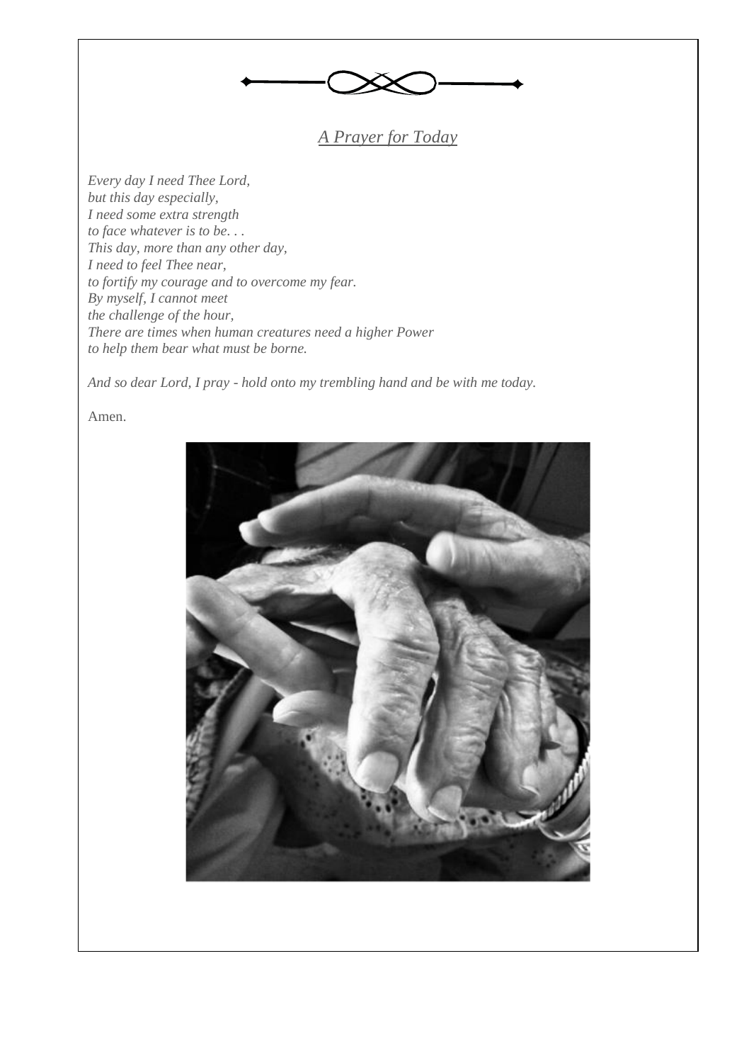## *A Prayer for Today*

*Every day I need Thee Lord,*
*but this day especially,*
*I need some extra strength*
*to face whatever is to be. . .*
*This day, more than any other day,*
*I need to feel Thee near,*
*to fortify my courage and to overcome my fear.*
*By myself, I cannot meet*
*the challenge of the hour,*
*There are times when human creatures need a higher Power*
*to help them bear what must be borne.*

*And so dear Lord, I pray - hold onto my trembling hand and be with me today.*

Amen.